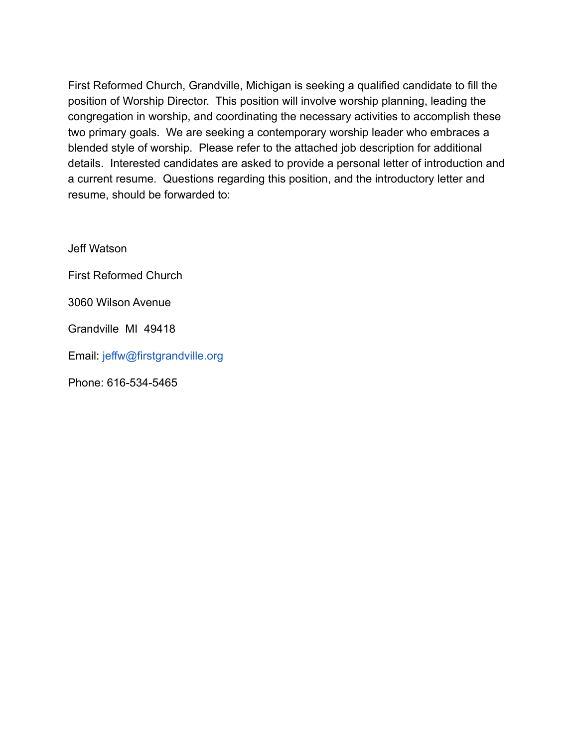First Reformed Church, Grandville, Michigan is seeking a qualified candidate to fill the position of Worship Director. This position will involve worship planning, leading the congregation in worship, and coordinating the necessary activities to accomplish these two primary goals. We are seeking a contemporary worship leader who embraces a blended style of worship. Please refer to the attached job description for additional details. Interested candidates are asked to provide a personal letter of introduction and a current resume. Questions regarding this position, and the introductory letter and resume, should be forwarded to:

Jeff Watson

First Reformed Church

3060 Wilson Avenue

Grandville MI 49418

Email: jeffw@firstgrandville.org

Phone: 616-534-5465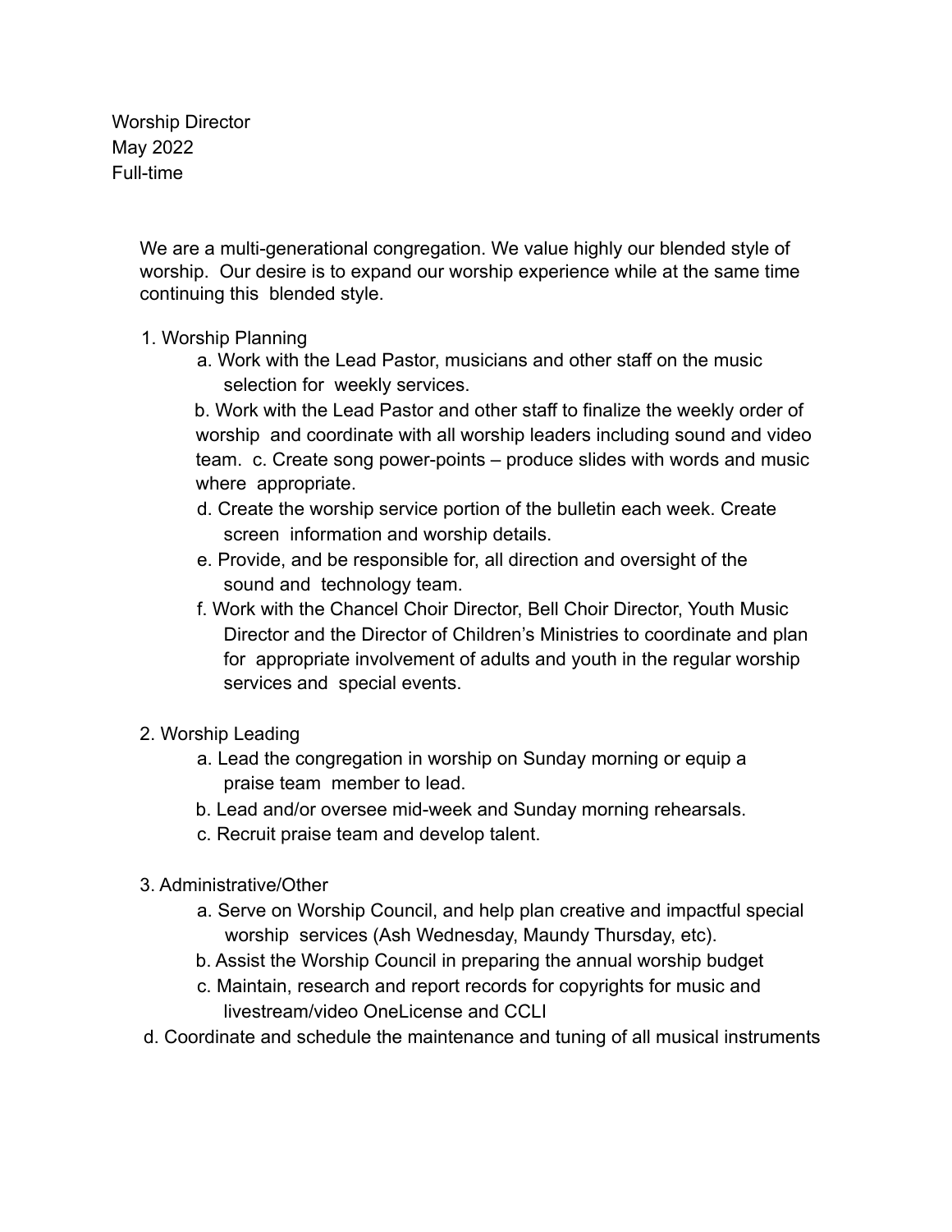Worship Director
May 2022
Full-time

We are a multi-generational congregation. We value highly our blended style of worship. Our desire is to expand our worship experience while at the same time continuing this blended style.

1. Worship Planning
    a. Work with the Lead Pastor, musicians and other staff on the music selection for weekly services.
    b. Work with the Lead Pastor and other staff to finalize the weekly order of worship and coordinate with all worship leaders including sound and video team.
    c. Create song power-points – produce slides with words and music where appropriate.
    d. Create the worship service portion of the bulletin each week. Create screen information and worship details.
    e. Provide, and be responsible for, all direction and oversight of the sound and technology team.
    f. Work with the Chancel Choir Director, Bell Choir Director, Youth Music Director and the Director of Children's Ministries to coordinate and plan for appropriate involvement of adults and youth in the regular worship services and special events.

2. Worship Leading
    a. Lead the congregation in worship on Sunday morning or equip a praise team member to lead.
    b. Lead and/or oversee mid-week and Sunday morning rehearsals.
    c. Recruit praise team and develop talent.

3. Administrative/Other
    a. Serve on Worship Council, and help plan creative and impactful special worship services (Ash Wednesday, Maundy Thursday, etc).
    b. Assist the Worship Council in preparing the annual worship budget
    c. Maintain, research and report records for copyrights for music and livestream/video OneLicense and CCLI
    d. Coordinate and schedule the maintenance and tuning of all musical instruments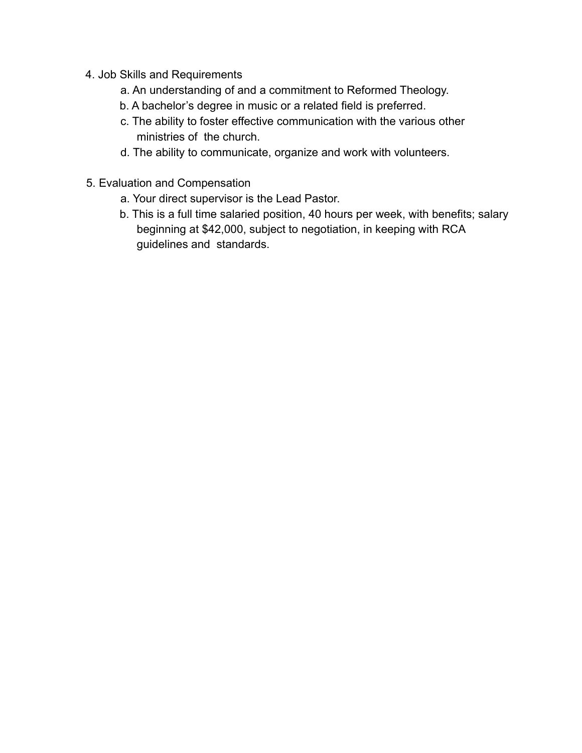4. Job Skills and Requirements
    a. An understanding of and a commitment to Reformed Theology.
    b. A bachelor's degree in music or a related field is preferred.
    c. The ability to foster effective communication with the various other ministries of the church.
    d. The ability to communicate, organize and work with volunteers.

5. Evaluation and Compensation
    a. Your direct supervisor is the Lead Pastor.
    b. This is a full time salaried position, 40 hours per week, with benefits; salary beginning at $42,000, subject to negotiation, in keeping with RCA guidelines and standards.